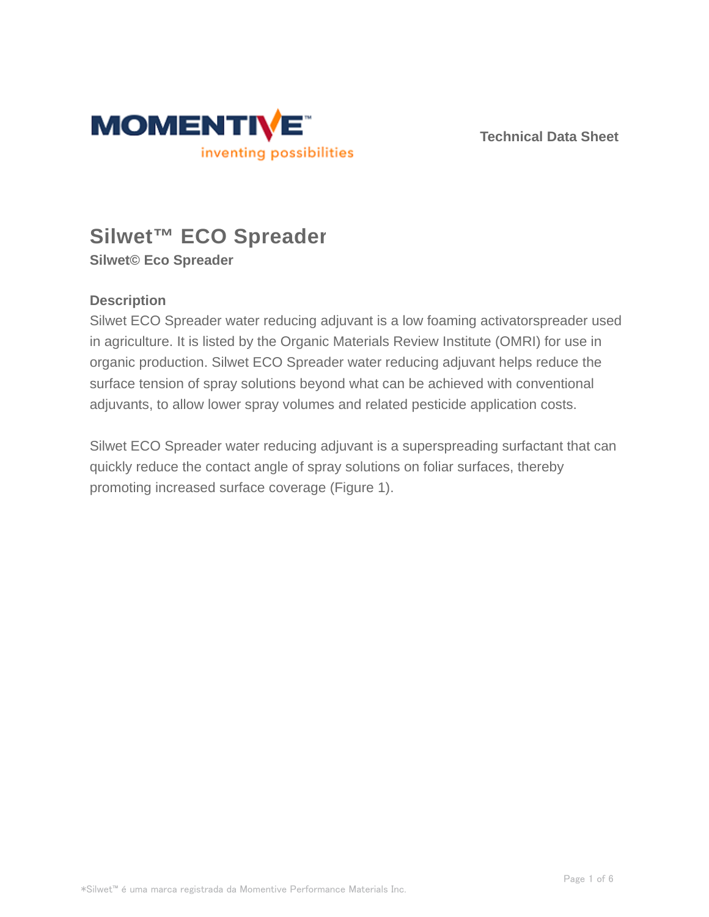Technical Data Sheet

# Silwet™ ECO Spreader

**Silwet© Eco Spreader**

## Description

Silwet ECO Spreader water reducing adjuvant is a low foaming activatorspreader used in agriculture. It is listed by the Organic Materials Review Institute (OMRI) for use in organic production. Silwet ECO Spreader water reducing adjuvant helps reduce the surface tension of spray solutions beyond what can be achieved with conventional adjuvants, to allow lower spray volumes and related pesticide application costs.

Silwet ECO Spreader water reducing adjuvant is a superspreading surfactant that can quickly reduce the contact angle of spray solutions on foliar surfaces, thereby promoting increased surface coverage (Figure 1).

*Silwet™ é uma marca registrada da Momentive Performance Materials Inc.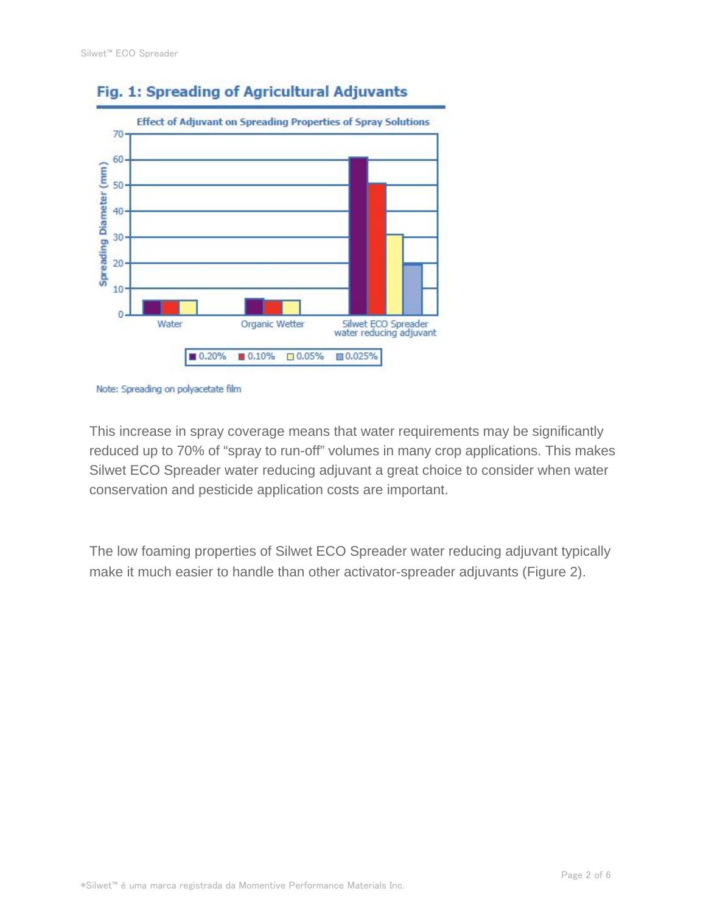## Fig. 1: Spreading of Agricultural Adjuvants

Effect of Adjuvant on Spreading Properties of Spray Solutions

Note: Spreading on polyacetate film

This increase in spray coverage means that water requirements may be significantly reduced up to 70% of "spray to run-off" volumes in many crop applications. This makes Silwet ECO Spreader water reducing adjuvant a great choice to consider when water conservation and pesticide application costs are important.

The low foaming properties of Silwet ECO Spreader water reducing adjuvant typically make it much easier to handle than other activator-spreader adjuvants (Figure 2).

*Silwet™ é uma marca registrada da Momentive Performance Materials Inc.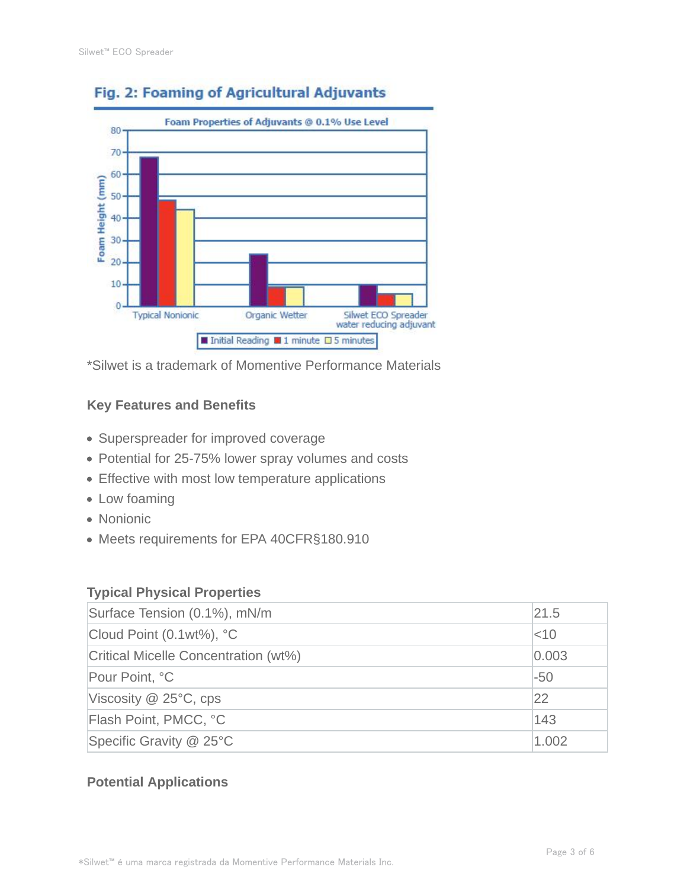## Fig. 2: Foaming of Agricultural Adjuvants

*Silwet is a trademark of Momentive Performance Materials

### Key Features and Benefits

- Superspreader for improved coverage
- Potential for 25-75% lower spray volumes and costs
- Effective with most low temperature applications
- Low foaming
- Nonionic
- Meets requirements for EPA 40CFR§180.910

### Typical Physical Properties

| Property | Value |
|---|---|
| Surface Tension (0.1%), mN/m | 21.5 |
| Cloud Point (0.1wt%), °C | <10 |
| Critical Micelle Concentration (wt%) | 0.003 |
| Pour Point, °C | -50 |
| Viscosity @ 25°C, cps | 22 |
| Flash Point, PMCC, °C | 143 |
| Specific Gravity @ 25°C | 1.002 |

### Potential Applications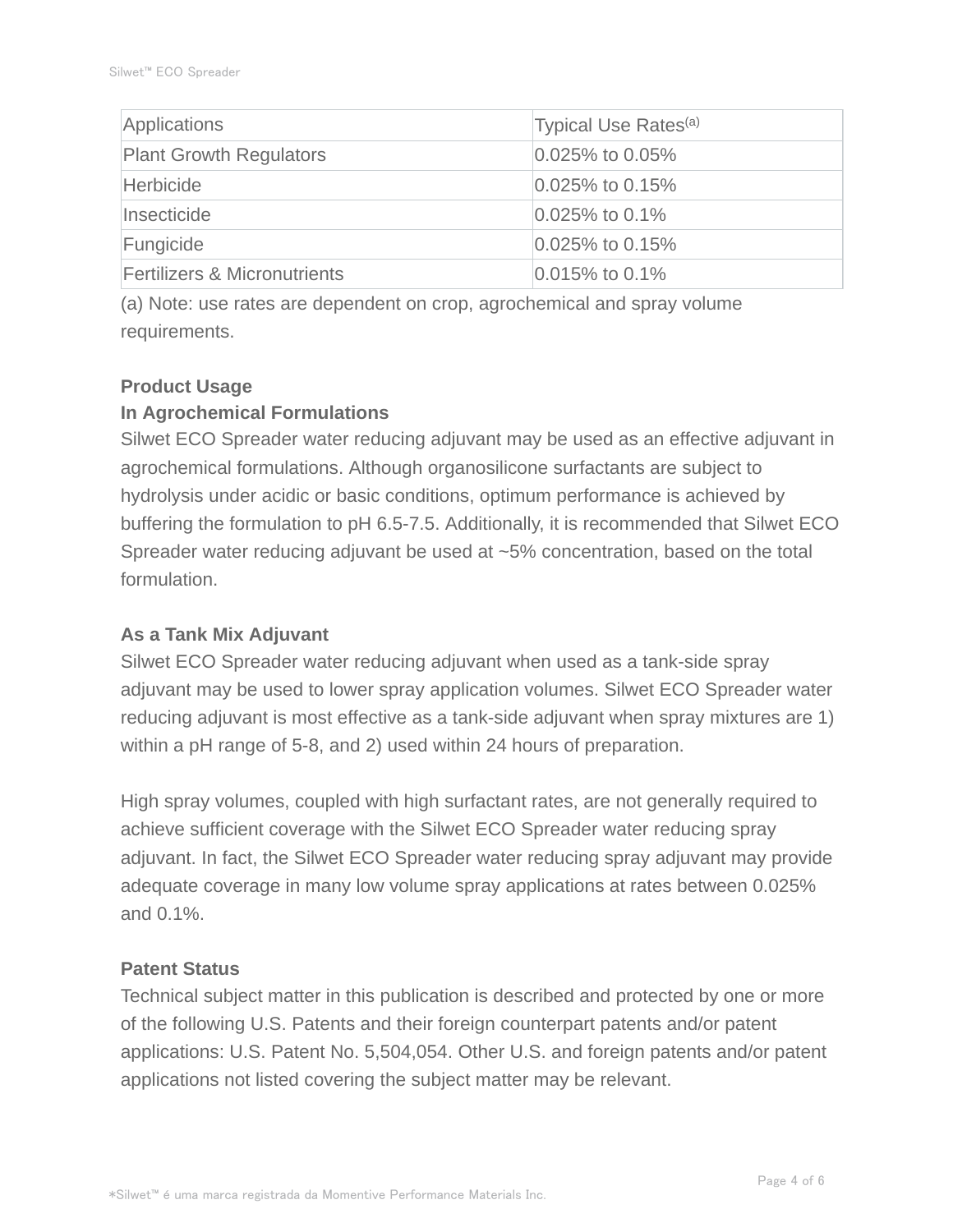| Applications | Typical Use Rates[(a)] |
|---|---|
| Plant Growth Regulators | 0.025% to 0.05% |
| Herbicide | 0.025% to 0.15% |
| Insecticide | 0.025% to 0.1% |
| Fungicide | 0.025% to 0.15% |
| Fertilizers & Micronutrients | 0.015% to 0.1% |

(a) Note: use rates are dependent on crop, agrochemical and spray volume requirements.

**Product Usage**

**In Agrochemical Formulations**

Silwet ECO Spreader water reducing adjuvant may be used as an effective adjuvant in agrochemical formulations. Although organosilicone surfactants are subject to hydrolysis under acidic or basic conditions, optimum performance is achieved by buffering the formulation to pH 6.5-7.5. Additionally, it is recommended that Silwet ECO Spreader water reducing adjuvant be used at ~5% concentration, based on the total formulation.

**As a Tank Mix Adjuvant**

Silwet ECO Spreader water reducing adjuvant when used as a tank-side spray adjuvant may be used to lower spray application volumes. Silwet ECO Spreader water reducing adjuvant is most effective as a tank-side adjuvant when spray mixtures are 1) within a pH range of 5-8, and 2) used within 24 hours of preparation.

High spray volumes, coupled with high surfactant rates, are not generally required to achieve sufficient coverage with the Silwet ECO Spreader water reducing spray adjuvant. In fact, the Silwet ECO Spreader water reducing spray adjuvant may provide adequate coverage in many low volume spray applications at rates between 0.025% and 0.1%.

**Patent Status**

Technical subject matter in this publication is described and protected by one or more of the following U.S. Patents and their foreign counterpart patents and/or patent applications: U.S. Patent No. 5,504,054. Other U.S. and foreign patents and/or patent applications not listed covering the subject matter may be relevant.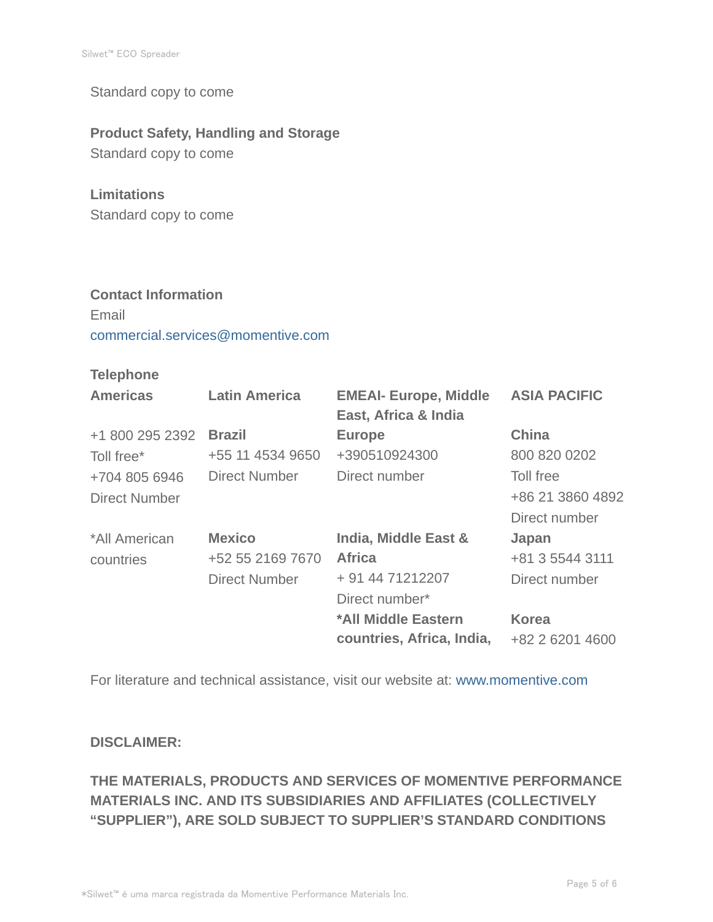Standard copy to come

**Product Safety, Handling and Storage**

Standard copy to come

**Limitations**

Standard copy to come

**Contact Information**

Email

commercial.services@momentive.com

**Telephone**

| Americas | Latin America | EMEAI- Europe, Middle East, Africa & India | ASIA PACIFIC |
|---|---|---|---|
| +1 800 295 2392<br>Toll free*<br>+704 805 6946<br>Direct Number | **Brazil**<br>+55 11 4534 9650<br>Direct Number | **Europe**<br>+390510924300<br>Direct number | **China**<br>800 820 0202<br>Toll free<br>+86 21 3860 4892<br>Direct number |
| *All American countries | **Mexico**<br>+52 55 2169 7670<br>Direct Number | **India, Middle East & Africa**<br>+ 91 44 71212207<br>Direct number* | **Japan**<br>+81 3 5544 3111<br>Direct number |
| | | ***All Middle Eastern countries, Africa, India,** | **Korea**<br>+82 2 6201 4600 |

For literature and technical assistance, visit our website at: www.momentive.com

**DISCLAIMER:**

**THE MATERIALS, PRODUCTS AND SERVICES OF MOMENTIVE PERFORMANCE MATERIALS INC. AND ITS SUBSIDIARIES AND AFFILIATES (COLLECTIVELY “SUPPLIER”), ARE SOLD SUBJECT TO SUPPLIER’S STANDARD CONDITIONS**

*Silwet™ é uma marca registrada da Momentive Performance Materials Inc.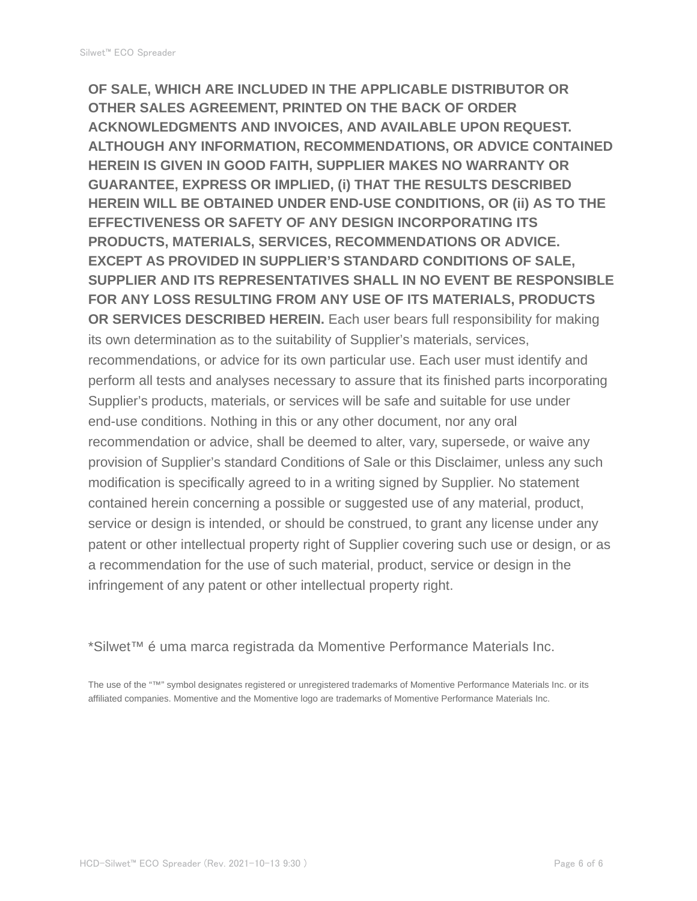**OF SALE, WHICH ARE INCLUDED IN THE APPLICABLE DISTRIBUTOR OR OTHER SALES AGREEMENT, PRINTED ON THE BACK OF ORDER ACKNOWLEDGMENTS AND INVOICES, AND AVAILABLE UPON REQUEST. ALTHOUGH ANY INFORMATION, RECOMMENDATIONS, OR ADVICE CONTAINED HEREIN IS GIVEN IN GOOD FAITH, SUPPLIER MAKES NO WARRANTY OR GUARANTEE, EXPRESS OR IMPLIED, (i) THAT THE RESULTS DESCRIBED HEREIN WILL BE OBTAINED UNDER END-USE CONDITIONS, OR (ii) AS TO THE EFFECTIVENESS OR SAFETY OF ANY DESIGN INCORPORATING ITS PRODUCTS, MATERIALS, SERVICES, RECOMMENDATIONS OR ADVICE. EXCEPT AS PROVIDED IN SUPPLIER'S STANDARD CONDITIONS OF SALE, SUPPLIER AND ITS REPRESENTATIVES SHALL IN NO EVENT BE RESPONSIBLE FOR ANY LOSS RESULTING FROM ANY USE OF ITS MATERIALS, PRODUCTS OR SERVICES DESCRIBED HEREIN.** Each user bears full responsibility for making its own determination as to the suitability of Supplier's materials, services, recommendations, or advice for its own particular use. Each user must identify and perform all tests and analyses necessary to assure that its finished parts incorporating Supplier's products, materials, or services will be safe and suitable for use under end-use conditions. Nothing in this or any other document, nor any oral recommendation or advice, shall be deemed to alter, vary, supersede, or waive any provision of Supplier's standard Conditions of Sale or this Disclaimer, unless any such modification is specifically agreed to in a writing signed by Supplier. No statement contained herein concerning a possible or suggested use of any material, product, service or design is intended, or should be construed, to grant any license under any patent or other intellectual property right of Supplier covering such use or design, or as a recommendation for the use of such material, product, service or design in the infringement of any patent or other intellectual property right.

*Silwet™ é uma marca registrada da Momentive Performance Materials Inc.

The use of the "™" symbol designates registered or unregistered trademarks of Momentive Performance Materials Inc. or its affiliated companies. Momentive and the Momentive logo are trademarks of Momentive Performance Materials Inc.